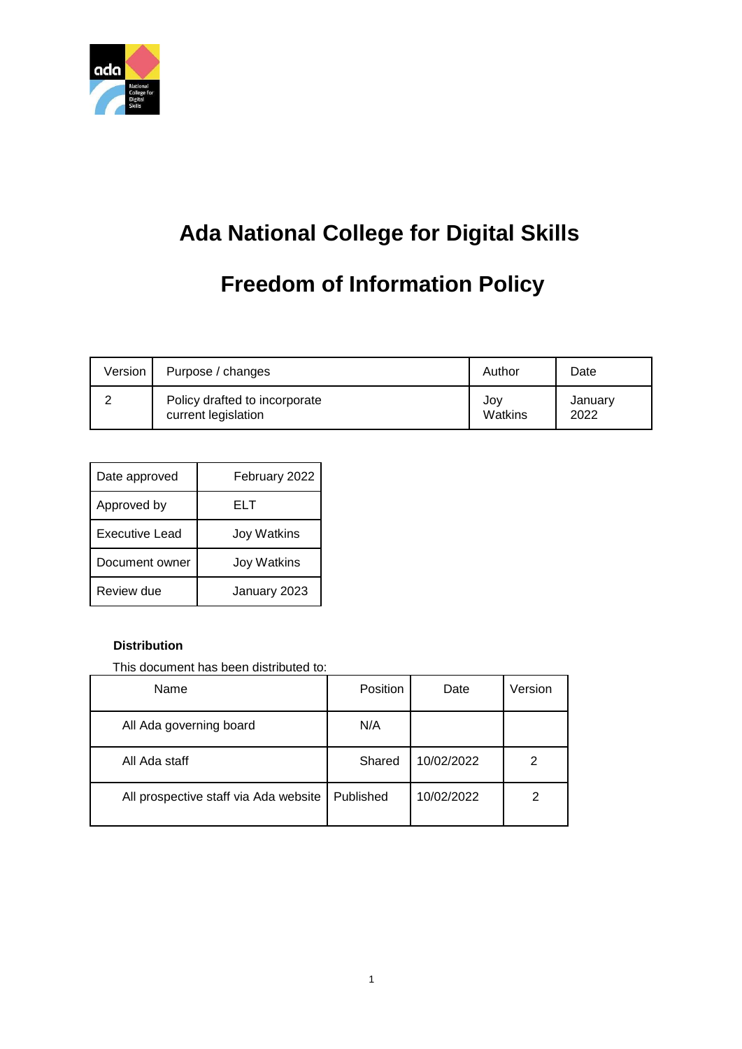# Ada National College for Digital Skills

# Freedom of Information Policy

| Version | Purpose / changes | Author | Date |
|---|---|---|---|
| 2 | Policy drafted to incorporate current legislation | Joy Watkins | January 2022 |

| Date approved | February 2022 |
|---|---|
| Approved by | ELT |
| Executive Lead | Joy Watkins |
| Document owner | Joy Watkins |
| Review due | January 2023 |

**Distribution**

This document has been distributed to:

| Name | Position | Date | Version |
|---|---|---|---|
| All Ada governing board | N/A | | |
| All Ada staff | Shared | 10/02/2022 | 2 |
| All prospective staff via Ada website | Published | 10/02/2022 | 2 |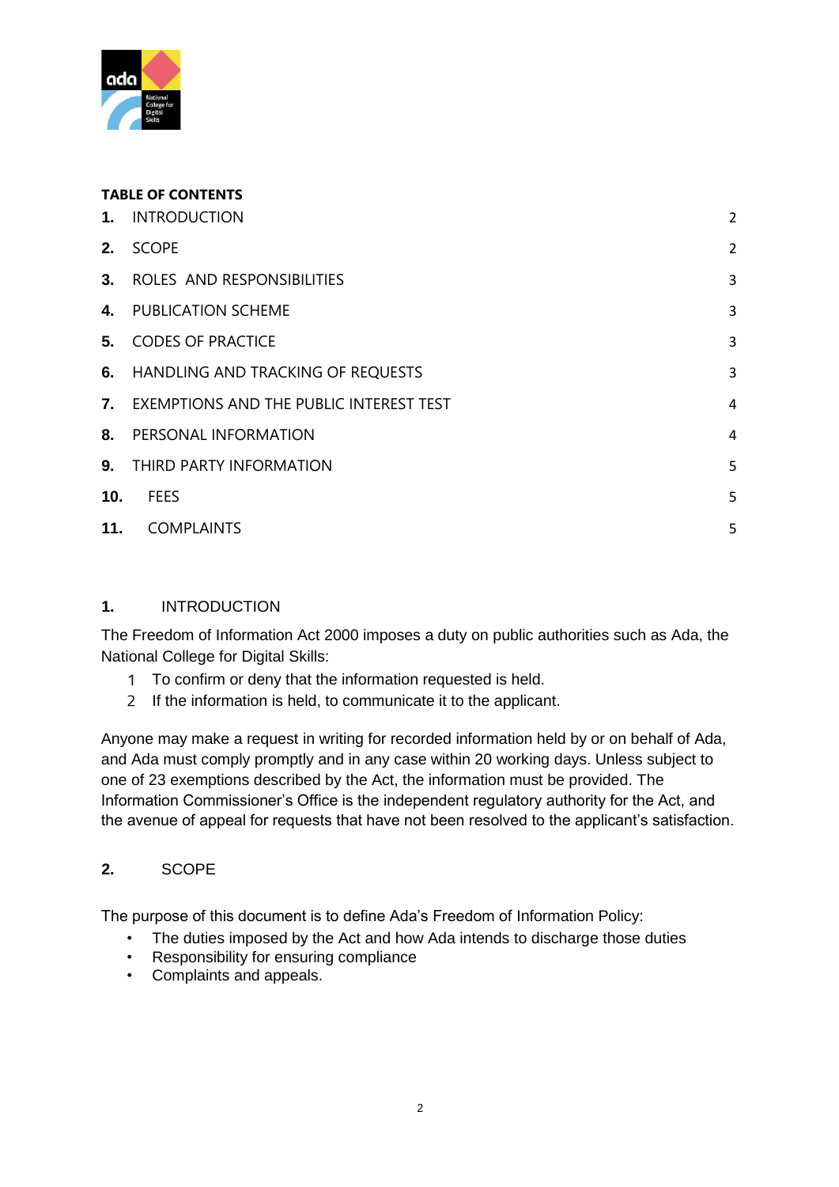**TABLE OF CONTENTS**

| | | |
|---|---|---|
| **1.** | INTRODUCTION | 2 |
| **2.** | SCOPE | 2 |
| **3.** | ROLES AND RESPONSIBILITIES | 3 |
| **4.** | PUBLICATION SCHEME | 3 |
| **5.** | CODES OF PRACTICE | 3 |
| **6.** | HANDLING AND TRACKING OF REQUESTS | 3 |
| **7.** | EXEMPTIONS AND THE PUBLIC INTEREST TEST | 4 |
| **8.** | PERSONAL INFORMATION | 4 |
| **9.** | THIRD PARTY INFORMATION | 5 |
| **10.** | FEES | 5 |
| **11.** | COMPLAINTS | 5 |

## 1. INTRODUCTION

The Freedom of Information Act 2000 imposes a duty on public authorities such as Ada, the National College for Digital Skills:

1. To confirm or deny that the information requested is held.
2. If the information is held, to communicate it to the applicant.

Anyone may make a request in writing for recorded information held by or on behalf of Ada, and Ada must comply promptly and in any case within 20 working days. Unless subject to one of 23 exemptions described by the Act, the information must be provided. The Information Commissioner's Office is the independent regulatory authority for the Act, and the avenue of appeal for requests that have not been resolved to the applicant's satisfaction.

## 2. SCOPE

The purpose of this document is to define Ada's Freedom of Information Policy:

- The duties imposed by the Act and how Ada intends to discharge those duties
- Responsibility for ensuring compliance
- Complaints and appeals.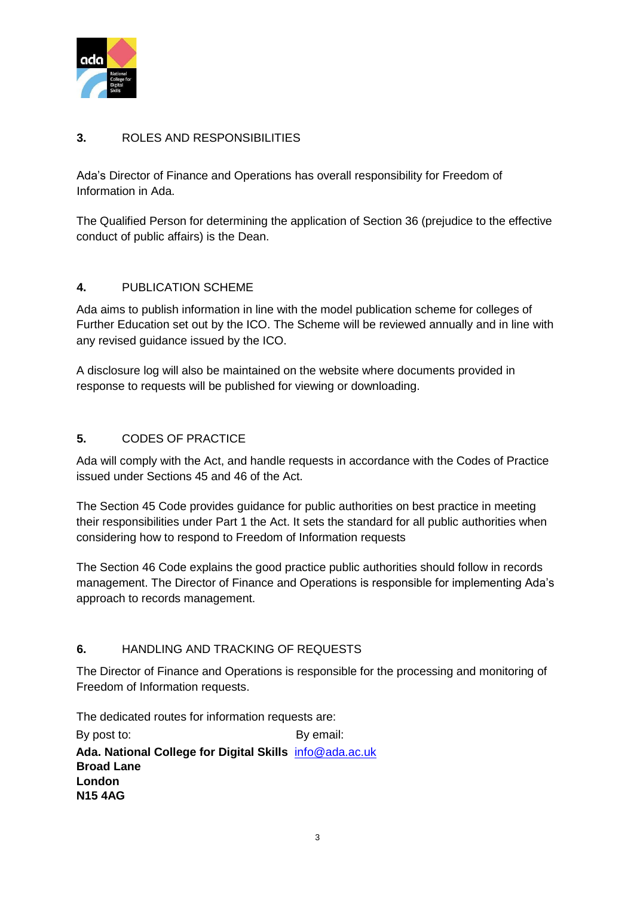## 3. ROLES AND RESPONSIBILITIES

Ada's Director of Finance and Operations has overall responsibility for Freedom of Information in Ada.

The Qualified Person for determining the application of Section 36 (prejudice to the effective conduct of public affairs) is the Dean.

## 4. PUBLICATION SCHEME

Ada aims to publish information in line with the model publication scheme for colleges of Further Education set out by the ICO. The Scheme will be reviewed annually and in line with any revised guidance issued by the ICO.

A disclosure log will also be maintained on the website where documents provided in response to requests will be published for viewing or downloading.

## 5. CODES OF PRACTICE

Ada will comply with the Act, and handle requests in accordance with the Codes of Practice issued under Sections 45 and 46 of the Act.

The Section 45 Code provides guidance for public authorities on best practice in meeting their responsibilities under Part 1 the Act. It sets the standard for all public authorities when considering how to respond to Freedom of Information requests

The Section 46 Code explains the good practice public authorities should follow in records management. The Director of Finance and Operations is responsible for implementing Ada's approach to records management.

## 6. HANDLING AND TRACKING OF REQUESTS

The Director of Finance and Operations is responsible for the processing and monitoring of Freedom of Information requests.

The dedicated routes for information requests are:

By post to:

**Ada. National College for Digital Skills**
**Broad Lane**
**London**
**N15 4AG**

By email:

info@ada.ac.uk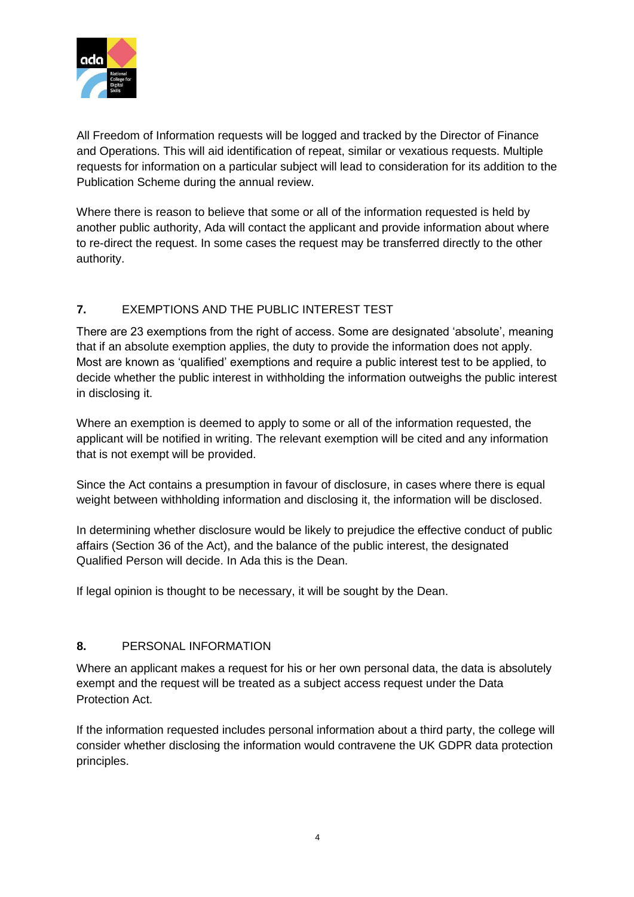All Freedom of Information requests will be logged and tracked by the Director of Finance and Operations. This will aid identification of repeat, similar or vexatious requests. Multiple requests for information on a particular subject will lead to consideration for its addition to the Publication Scheme during the annual review.

Where there is reason to believe that some or all of the information requested is held by another public authority, Ada will contact the applicant and provide information about where to re-direct the request. In some cases the request may be transferred directly to the other authority.

## 7. EXEMPTIONS AND THE PUBLIC INTEREST TEST

There are 23 exemptions from the right of access. Some are designated 'absolute', meaning that if an absolute exemption applies, the duty to provide the information does not apply. Most are known as 'qualified' exemptions and require a public interest test to be applied, to decide whether the public interest in withholding the information outweighs the public interest in disclosing it.

Where an exemption is deemed to apply to some or all of the information requested, the applicant will be notified in writing. The relevant exemption will be cited and any information that is not exempt will be provided.

Since the Act contains a presumption in favour of disclosure, in cases where there is equal weight between withholding information and disclosing it, the information will be disclosed.

In determining whether disclosure would be likely to prejudice the effective conduct of public affairs (Section 36 of the Act), and the balance of the public interest, the designated Qualified Person will decide. In Ada this is the Dean.

If legal opinion is thought to be necessary, it will be sought by the Dean.

## 8. PERSONAL INFORMATION

Where an applicant makes a request for his or her own personal data, the data is absolutely exempt and the request will be treated as a subject access request under the Data Protection Act.

If the information requested includes personal information about a third party, the college will consider whether disclosing the information would contravene the UK GDPR data protection principles.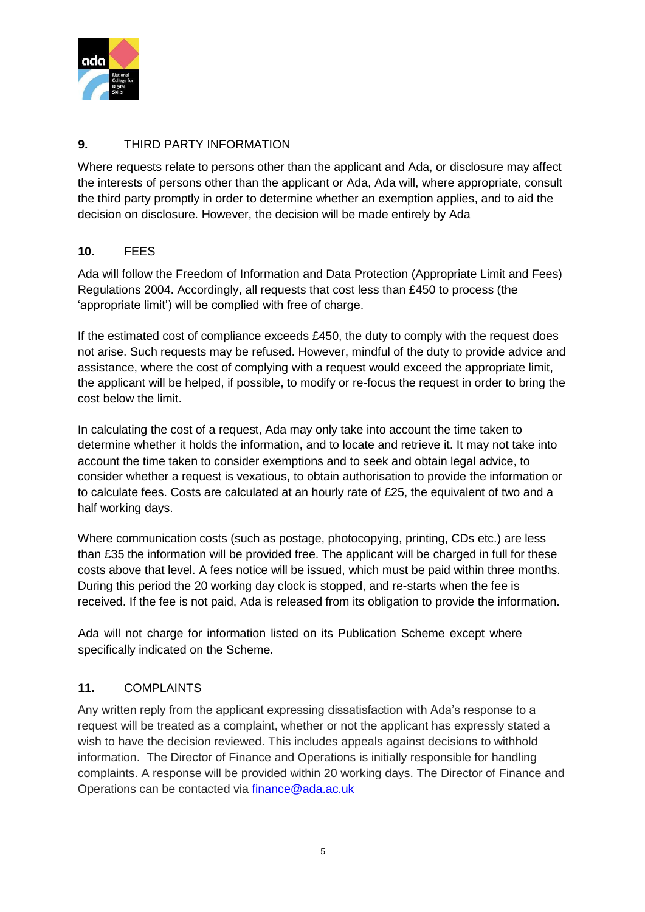## 9. THIRD PARTY INFORMATION

Where requests relate to persons other than the applicant and Ada, or disclosure may affect the interests of persons other than the applicant or Ada, Ada will, where appropriate, consult the third party promptly in order to determine whether an exemption applies, and to aid the decision on disclosure. However, the decision will be made entirely by Ada

## 10. FEES

Ada will follow the Freedom of Information and Data Protection (Appropriate Limit and Fees) Regulations 2004. Accordingly, all requests that cost less than £450 to process (the 'appropriate limit') will be complied with free of charge.

If the estimated cost of compliance exceeds £450, the duty to comply with the request does not arise. Such requests may be refused. However, mindful of the duty to provide advice and assistance, where the cost of complying with a request would exceed the appropriate limit, the applicant will be helped, if possible, to modify or re-focus the request in order to bring the cost below the limit.

In calculating the cost of a request, Ada may only take into account the time taken to determine whether it holds the information, and to locate and retrieve it. It may not take into account the time taken to consider exemptions and to seek and obtain legal advice, to consider whether a request is vexatious, to obtain authorisation to provide the information or to calculate fees. Costs are calculated at an hourly rate of £25, the equivalent of two and a half working days.

Where communication costs (such as postage, photocopying, printing, CDs etc.) are less than £35 the information will be provided free. The applicant will be charged in full for these costs above that level. A fees notice will be issued, which must be paid within three months. During this period the 20 working day clock is stopped, and re-starts when the fee is received. If the fee is not paid, Ada is released from its obligation to provide the information.

Ada will not charge for information listed on its Publication Scheme except where specifically indicated on the Scheme.

## 11. COMPLAINTS

Any written reply from the applicant expressing dissatisfaction with Ada's response to a request will be treated as a complaint, whether or not the applicant has expressly stated a wish to have the decision reviewed. This includes appeals against decisions to withhold information. The Director of Finance and Operations is initially responsible for handling complaints. A response will be provided within 20 working days. The Director of Finance and Operations can be contacted via [finance@ada.ac.uk](mailto:finance@ada.ac.uk)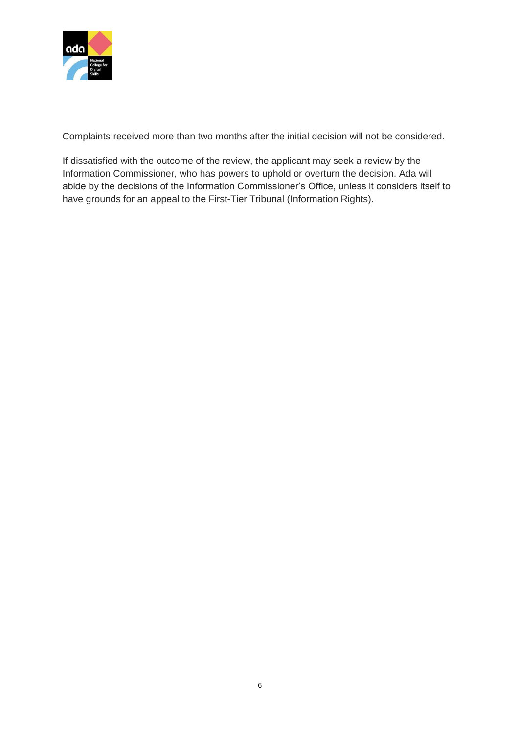Complaints received more than two months after the initial decision will not be considered.

If dissatisfied with the outcome of the review, the applicant may seek a review by the Information Commissioner, who has powers to uphold or overturn the decision. Ada will abide by the decisions of the Information Commissioner's Office, unless it considers itself to have grounds for an appeal to the First-Tier Tribunal (Information Rights).